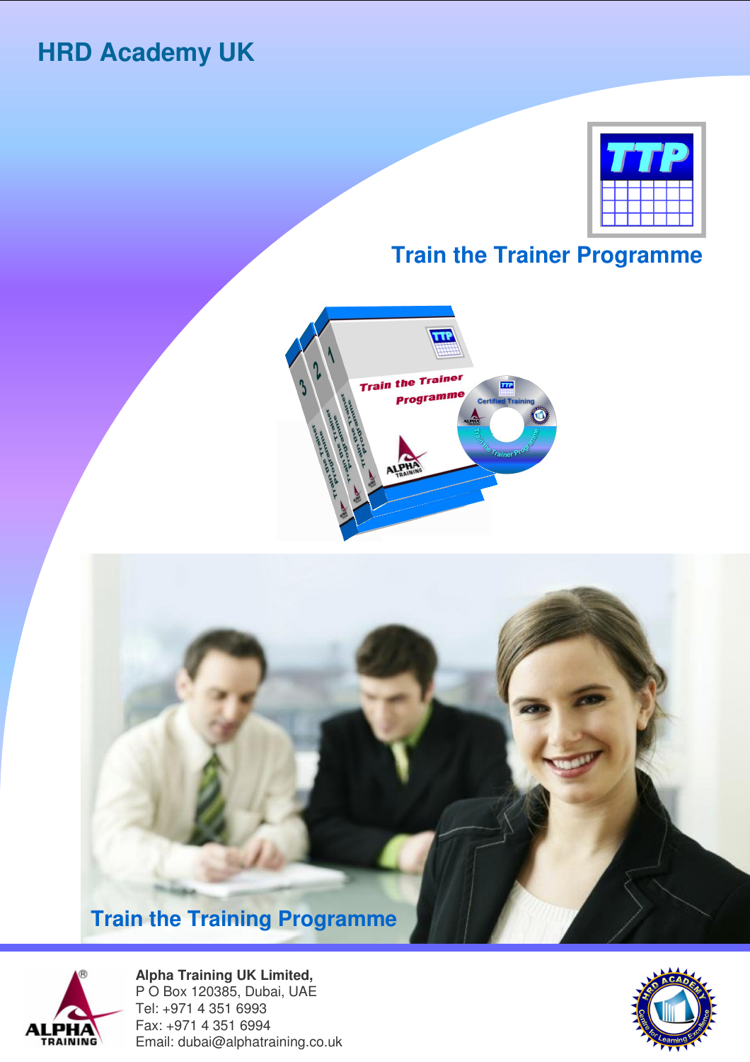# HRD Academy UK

## Train the Trainer Programme

## Train the Training Programme

**Alpha Training UK Limited,**
P O Box 120385, Dubai, UAE
Tel: +971 4 351 6993
Fax: +971 4 351 6994
Email: dubai@alphatraining.co.uk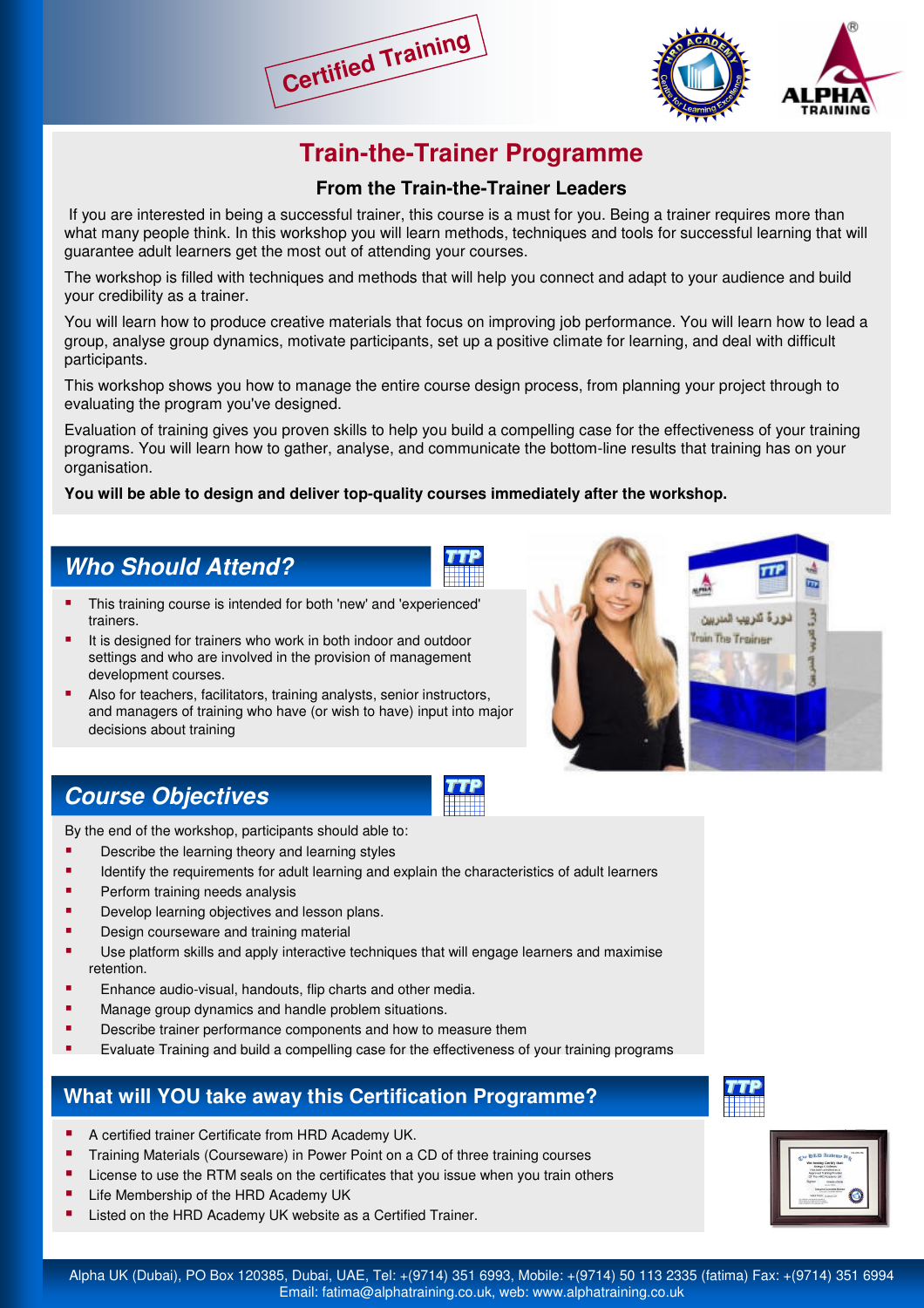Certified Training

# Train-the-Trainer Programme

### From the Train-the-Trainer Leaders

If you are interested in being a successful trainer, this course is a must for you. Being a trainer requires more than what many people think. In this workshop you will learn methods, techniques and tools for successful learning that will guarantee adult learners get the most out of attending your courses.

The workshop is filled with techniques and methods that will help you connect and adapt to your audience and build your credibility as a trainer.

You will learn how to produce creative materials that focus on improving job performance. You will learn how to lead a group, analyse group dynamics, motivate participants, set up a positive climate for learning, and deal with difficult participants.

This workshop shows you how to manage the entire course design process, from planning your project through to evaluating the program you've designed.

Evaluation of training gives you proven skills to help you build a compelling case for the effectiveness of your training programs. You will learn how to gather, analyse, and communicate the bottom-line results that training has on your organisation.

**You will be able to design and deliver top-quality courses immediately after the workshop.**

## *Who Should Attend?*

- This training course is intended for both 'new' and 'experienced' trainers.
- It is designed for trainers who work in both indoor and outdoor settings and who are involved in the provision of management development courses.
- Also for teachers, facilitators, training analysts, senior instructors, and managers of training who have (or wish to have) input into major decisions about training

## *Course Objectives*

By the end of the workshop, participants should able to:

- Describe the learning theory and learning styles
- Identify the requirements for adult learning and explain the characteristics of adult learners
- Perform training needs analysis
- Develop learning objectives and lesson plans.
- Design courseware and training material
- Use platform skills and apply interactive techniques that will engage learners and maximise retention.
- Enhance audio-visual, handouts, flip charts and other media.
- Manage group dynamics and handle problem situations.
- Describe trainer performance components and how to measure them
- Evaluate Training and build a compelling case for the effectiveness of your training programs

## What will YOU take away this Certification Programme?

- A certified trainer Certificate from HRD Academy UK.
- Training Materials (Courseware) in Power Point on a CD of three training courses
- License to use the RTM seals on the certificates that you issue when you train others
- Life Membership of the HRD Academy UK
- Listed on the HRD Academy UK website as a Certified Trainer.

Alpha UK (Dubai), PO Box 120385, Dubai, UAE, Tel: +(9714) 351 6993, Mobile: +(9714) 50 113 2335 (fatima) Fax: +(9714) 351 6994
Email: fatima@alphatraining.co.uk, web: www.alphatraining.co.uk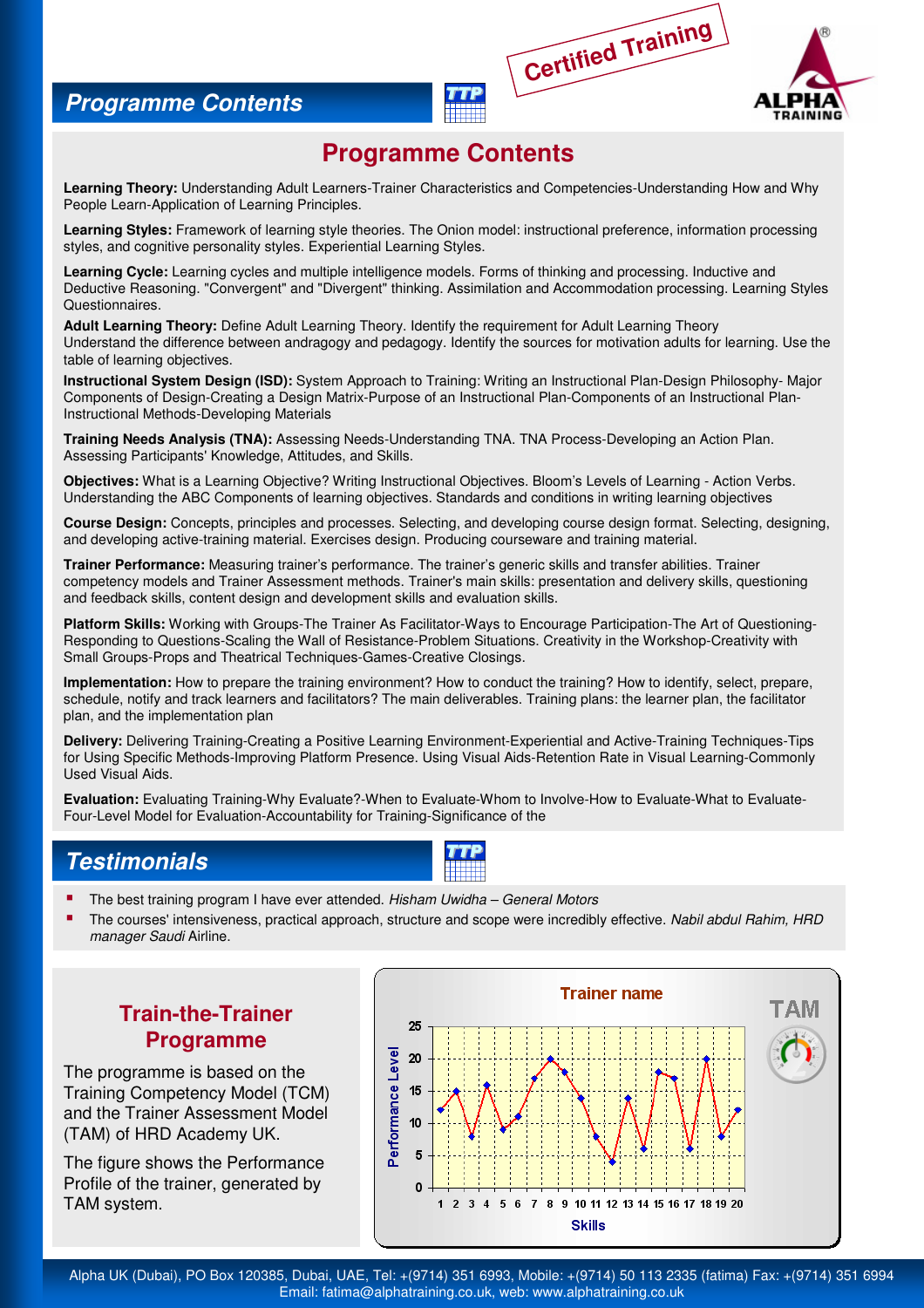## Programme Contents

Certified Training

# Programme Contents

**Learning Theory:** Understanding Adult Learners-Trainer Characteristics and Competencies-Understanding How and Why People Learn-Application of Learning Principles.

**Learning Styles:** Framework of learning style theories. The Onion model: instructional preference, information processing styles, and cognitive personality styles. Experiential Learning Styles.

**Learning Cycle:** Learning cycles and multiple intelligence models. Forms of thinking and processing. Inductive and Deductive Reasoning. "Convergent" and "Divergent" thinking. Assimilation and Accommodation processing. Learning Styles Questionnaires.

**Adult Learning Theory:** Define Adult Learning Theory. Identify the requirement for Adult Learning Theory Understand the difference between andragogy and pedagogy. Identify the sources for motivation adults for learning. Use the table of learning objectives.

**Instructional System Design (ISD):** System Approach to Training: Writing an Instructional Plan-Design Philosophy- Major Components of Design-Creating a Design Matrix-Purpose of an Instructional Plan-Components of an Instructional Plan-Instructional Methods-Developing Materials

**Training Needs Analysis (TNA):** Assessing Needs-Understanding TNA. TNA Process-Developing an Action Plan. Assessing Participants' Knowledge, Attitudes, and Skills.

**Objectives:** What is a Learning Objective? Writing Instructional Objectives. Bloom's Levels of Learning - Action Verbs. Understanding the ABC Components of learning objectives. Standards and conditions in writing learning objectives

**Course Design:** Concepts, principles and processes. Selecting, and developing course design format. Selecting, designing, and developing active-training material. Exercises design. Producing courseware and training material.

**Trainer Performance:** Measuring trainer's performance. The trainer's generic skills and transfer abilities. Trainer competency models and Trainer Assessment methods. Trainer's main skills: presentation and delivery skills, questioning and feedback skills, content design and development skills and evaluation skills.

**Platform Skills:** Working with Groups-The Trainer As Facilitator-Ways to Encourage Participation-The Art of Questioning-Responding to Questions-Scaling the Wall of Resistance-Problem Situations. Creativity in the Workshop-Creativity with Small Groups-Props and Theatrical Techniques-Games-Creative Closings.

**Implementation:** How to prepare the training environment? How to conduct the training? How to identify, select, prepare, schedule, notify and track learners and facilitators? The main deliverables. Training plans: the learner plan, the facilitator plan, and the implementation plan

**Delivery:** Delivering Training-Creating a Positive Learning Environment-Experiential and Active-Training Techniques-Tips for Using Specific Methods-Improving Platform Presence. Using Visual Aids-Retention Rate in Visual Learning-Commonly Used Visual Aids.

**Evaluation:** Evaluating Training-Why Evaluate?-When to Evaluate-Whom to Involve-How to Evaluate-What to Evaluate-Four-Level Model for Evaluation-Accountability for Training-Significance of the

## Testimonials

- The best training program I have ever attended. *Hisham Uwidha – General Motors*
- The courses' intensiveness, practical approach, structure and scope were incredibly effective. *Nabil abdul Rahim, HRD manager Saudi* Airline.

### Train-the-Trainer Programme

The programme is based on the Training Competency Model (TCM) and the Trainer Assessment Model (TAM) of HRD Academy UK.

The figure shows the Performance Profile of the trainer, generated by TAM system.

Alpha UK (Dubai), PO Box 120385, Dubai, UAE, Tel: +(9714) 351 6993, Mobile: +(9714) 50 113 2335 (fatima) Fax: +(9714) 351 6994
Email: fatima@alphatraining.co.uk, web: www.alphatraining.co.uk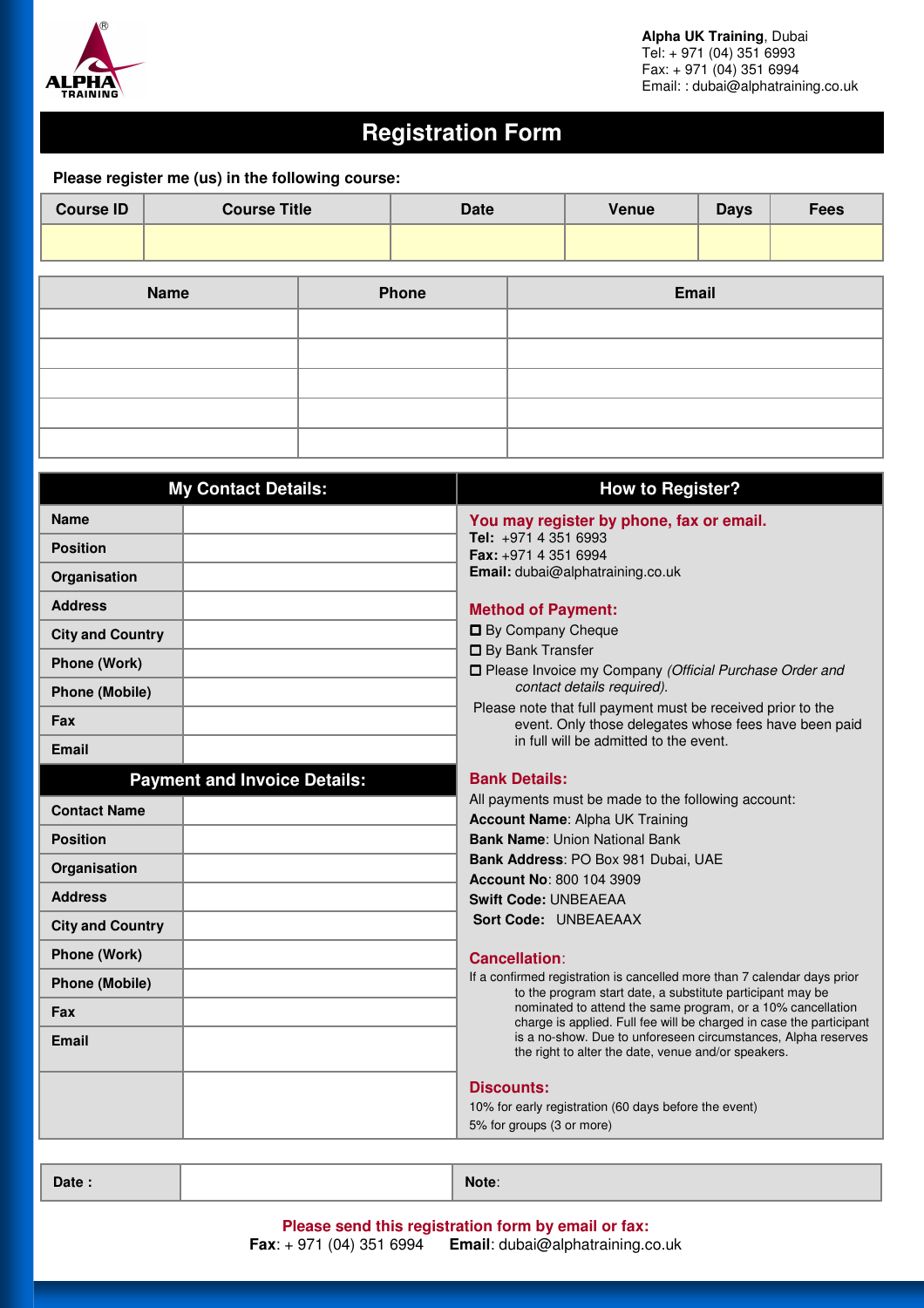**Alpha UK Training**, Dubai
Tel: + 971 (04) 351 6993
Fax: + 971 (04) 351 6994
Email: : dubai@alphatraining.co.uk

# Registration Form

**Please register me (us) in the following course:**

| Course ID | Course Title | Date | Venue | Days | Fees |
|---|---|---|---|---|---|
| | | | | | |

| Name | Phone | Email |
|---|---|---|
| | | |
| | | |
| | | |
| | | |
| | | |

## My Contact Details:

| | |
|---|---|
| **Name** | |
| **Position** | |
| **Organisation** | |
| **Address** | |
| **City and Country** | |
| **Phone (Work)** | |
| **Phone (Mobile)** | |
| **Fax** | |
| **Email** | |

## Payment and Invoice Details:

| | |
|---|---|
| **Contact Name** | |
| **Position** | |
| **Organisation** | |
| **Address** | |
| **City and Country** | |
| **Phone (Work)** | |
| **Phone (Mobile)** | |
| **Fax** | |
| **Email** | |
| | |

## How to Register?

**You may register by phone, fax or email.**
**Tel:** +971 4 351 6993
**Fax:** +971 4 351 6994
**Email:** dubai@alphatraining.co.uk

**Method of Payment:**

- ☐ By Company Cheque
- ☐ By Bank Transfer
- ☐ Please Invoice my Company *(Official Purchase Order and contact details required).*

Please note that full payment must be received prior to the event. Only those delegates whose fees have been paid in full will be admitted to the event.

**Bank Details:**

All payments must be made to the following account:
**Account Name**: Alpha UK Training
**Bank Name**: Union National Bank
**Bank Address**: PO Box 981 Dubai, UAE
**Account No**: 800 104 3909
**Swift Code:** UNBEAEAA
**Sort Code:** UNBEAEAAX

**Cancellation**:

If a confirmed registration is cancelled more than 7 calendar days prior to the program start date, a substitute participant may be nominated to attend the same program, or a 10% cancellation charge is applied. Full fee will be charged in case the participant is a no-show. Due to unforeseen circumstances, Alpha reserves the right to alter the date, venue and/or speakers.

**Discounts:**

10% for early registration (60 days before the event)
5% for groups (3 or more)

| | | |
|---|---|---|
| **Date :** | | **Note**: |

**Please send this registration form by email or fax:**
**Fax**: + 971 (04) 351 6994 **Email**: dubai@alphatraining.co.uk